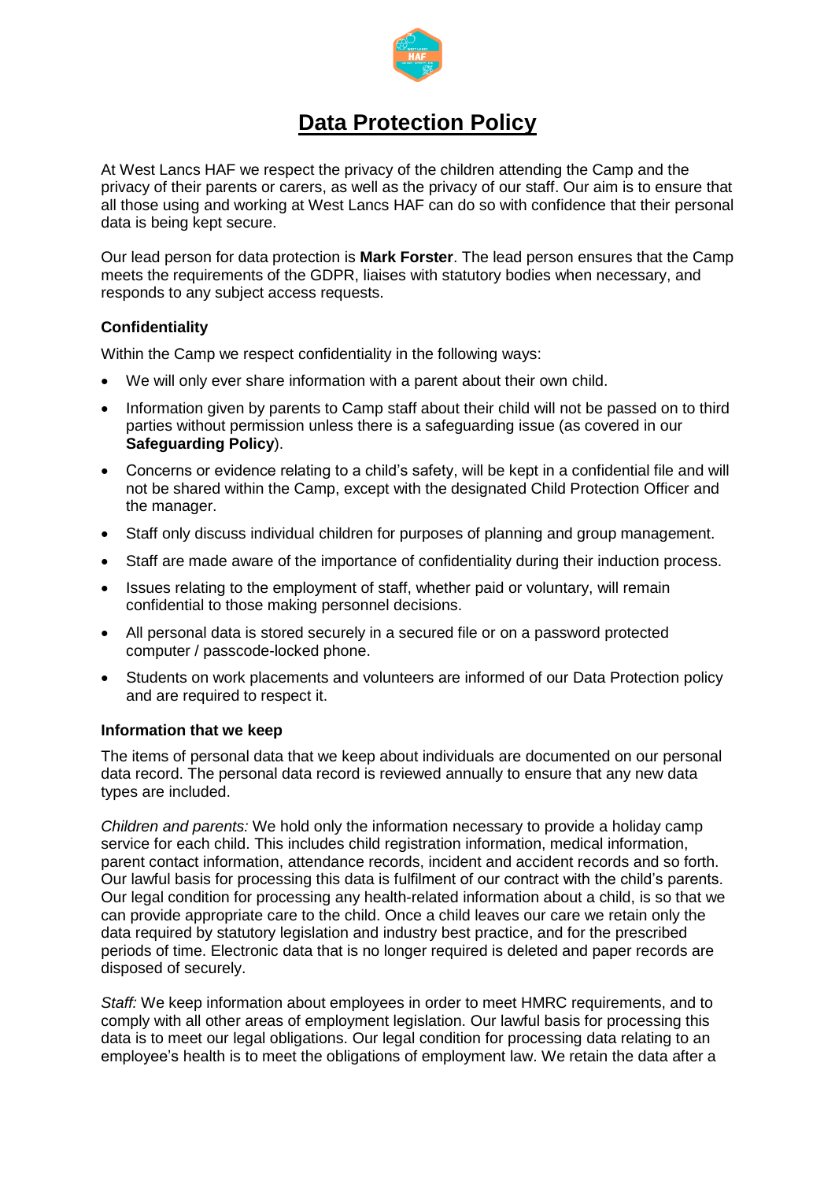# **Data Protection Policy**

At West Lancs HAF we respect the privacy of the children attending the Camp and the privacy of their parents or carers, as well as the privacy of our staff. Our aim is to ensure that all those using and working at West Lancs HAF can do so with confidence that their personal data is being kept secure.

Our lead person for data protection is **Mark Forster**. The lead person ensures that the Camp meets the requirements of the GDPR, liaises with statutory bodies when necessary, and responds to any subject access requests.

### **Confidentiality**

Within the Camp we respect confidentiality in the following ways:

- We will only ever share information with a parent about their own child.
- Information given by parents to Camp staff about their child will not be passed on to third parties without permission unless there is a safeguarding issue (as covered in our **Safeguarding Policy**).
- Concerns or evidence relating to a child's safety, will be kept in a confidential file and will not be shared within the Camp, except with the designated Child Protection Officer and the manager.
- Staff only discuss individual children for purposes of planning and group management.
- Staff are made aware of the importance of confidentiality during their induction process.
- Issues relating to the employment of staff, whether paid or voluntary, will remain confidential to those making personnel decisions.
- All personal data is stored securely in a secured file or on a password protected computer / passcode-locked phone.
- Students on work placements and volunteers are informed of our Data Protection policy and are required to respect it.

### **Information that we keep**

The items of personal data that we keep about individuals are documented on our personal data record. The personal data record is reviewed annually to ensure that any new data types are included.

*Children and parents:* We hold only the information necessary to provide a holiday camp service for each child. This includes child registration information, medical information, parent contact information, attendance records, incident and accident records and so forth. Our lawful basis for processing this data is fulfilment of our contract with the child's parents. Our legal condition for processing any health-related information about a child, is so that we can provide appropriate care to the child. Once a child leaves our care we retain only the data required by statutory legislation and industry best practice, and for the prescribed periods of time. Electronic data that is no longer required is deleted and paper records are disposed of securely.

*Staff:* We keep information about employees in order to meet HMRC requirements, and to comply with all other areas of employment legislation. Our lawful basis for processing this data is to meet our legal obligations. Our legal condition for processing data relating to an employee's health is to meet the obligations of employment law. We retain the data after a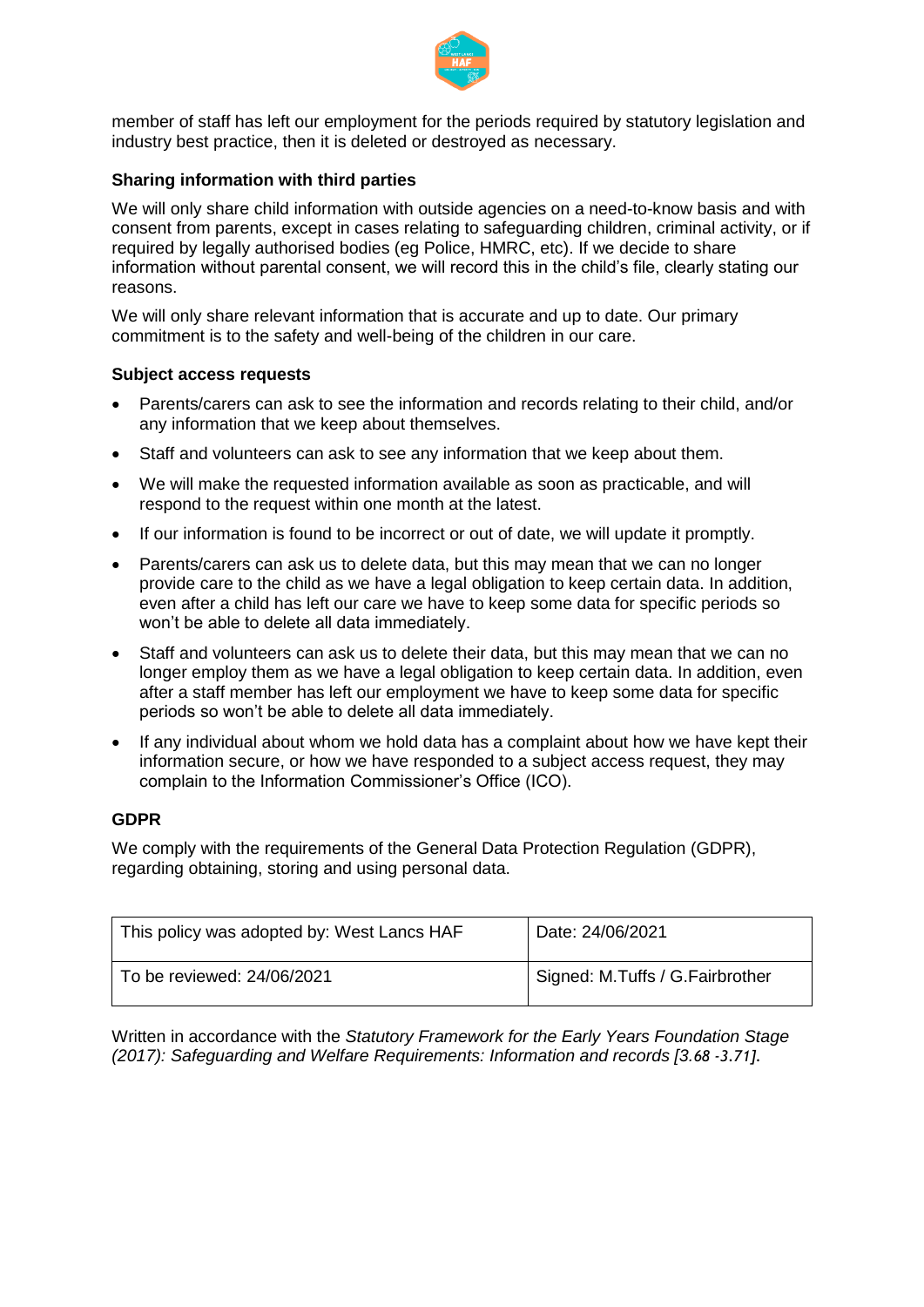member of staff has left our employment for the periods required by statutory legislation and industry best practice, then it is deleted or destroyed as necessary.

**Sharing information with third parties**

We will only share child information with outside agencies on a need-to-know basis and with consent from parents, except in cases relating to safeguarding children, criminal activity, or if required by legally authorised bodies (eg Police, HMRC, etc). If we decide to share information without parental consent, we will record this in the child's file, clearly stating our reasons.

We will only share relevant information that is accurate and up to date. Our primary commitment is to the safety and well-being of the children in our care.

**Subject access requests**

- Parents/carers can ask to see the information and records relating to their child, and/or any information that we keep about themselves.
- Staff and volunteers can ask to see any information that we keep about them.
- We will make the requested information available as soon as practicable, and will respond to the request within one month at the latest.
- If our information is found to be incorrect or out of date, we will update it promptly.
- Parents/carers can ask us to delete data, but this may mean that we can no longer provide care to the child as we have a legal obligation to keep certain data. In addition, even after a child has left our care we have to keep some data for specific periods so won't be able to delete all data immediately.
- Staff and volunteers can ask us to delete their data, but this may mean that we can no longer employ them as we have a legal obligation to keep certain data. In addition, even after a staff member has left our employment we have to keep some data for specific periods so won't be able to delete all data immediately.
- If any individual about whom we hold data has a complaint about how we have kept their information secure, or how we have responded to a subject access request, they may complain to the Information Commissioner's Office (ICO).

**GDPR**

We comply with the requirements of the General Data Protection Regulation (GDPR), regarding obtaining, storing and using personal data.

| | |
|---|---|
| This policy was adopted by: West Lancs HAF | Date: 24/06/2021 |
| To be reviewed: 24/06/2021 | Signed: M.Tuffs / G.Fairbrother |

Written in accordance with the *Statutory Framework for the Early Years Foundation Stage (2017): Safeguarding and Welfare Requirements: Information and records [3.68 -3.71].*